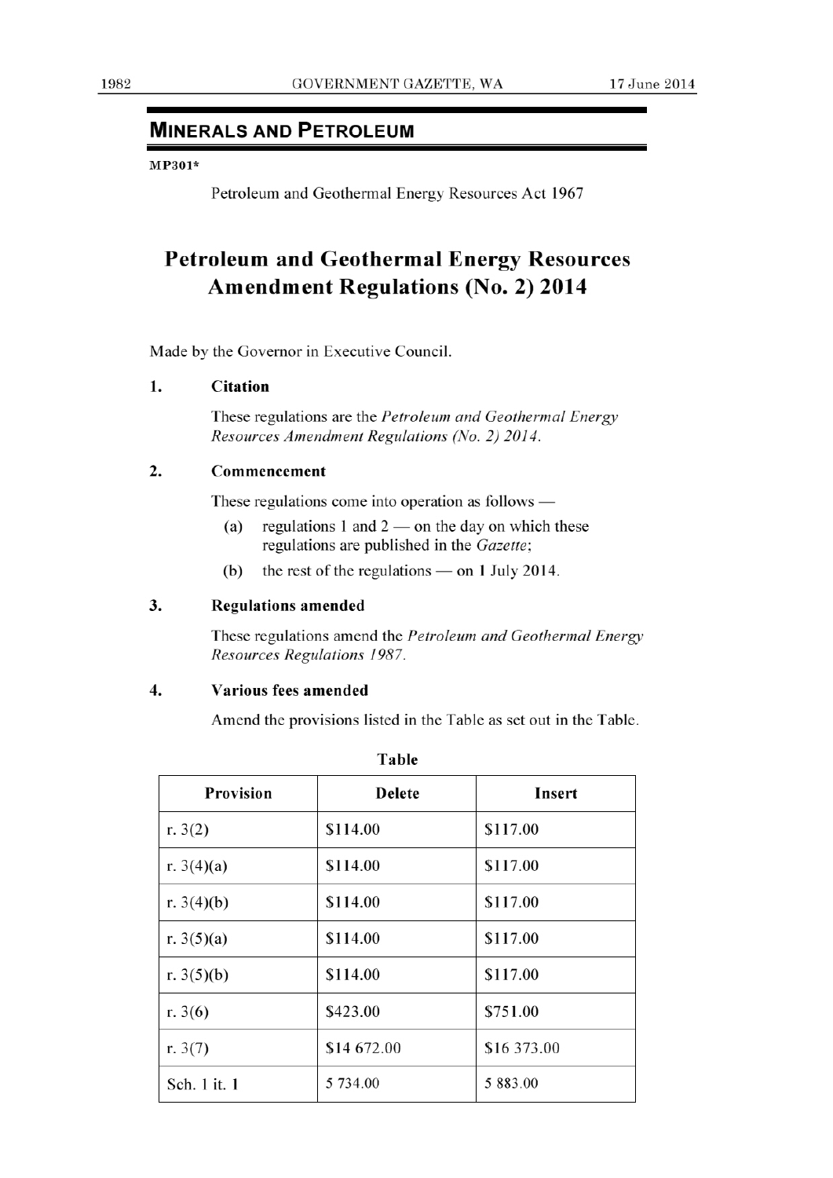## MINERALS AND PETROLEUM

**MP301***

Petroleum and Geothermal Energy Resources Act 1967

# Petroleum and Geothermal Energy Resources Amendment Regulations (No. 2) 2014

Made by the Governor in Executive Council.

### 1. Citation

These regulations are the *Petroleum and Geothermal Energy Resources Amendment Regulations (No. 2) 2014*.

### 2. Commencement

These regulations come into operation as follows —

(a) regulations 1 and 2 — on the day on which these regulations are published in the *Gazette*;

(b) the rest of the regulations — on 1 July 2014.

### 3. Regulations amended

These regulations amend the *Petroleum and Geothermal Energy Resources Regulations 1987*.

### 4. Various fees amended

Amend the provisions listed in the Table as set out in the Table.

**Table**

| Provision | Delete | Insert |
|---|---|---|
| r. 3(2) | $114.00 | $117.00 |
| r. 3(4)(a) | $114.00 | $117.00 |
| r. 3(4)(b) | $114.00 | $117.00 |
| r. 3(5)(a) | $114.00 | $117.00 |
| r. 3(5)(b) | $114.00 | $117.00 |
| r. 3(6) | $423.00 | $751.00 |
| r. 3(7) | $14 672.00 | $16 373.00 |
| Sch. 1 it. 1 | 5 734.00 | 5 883.00 |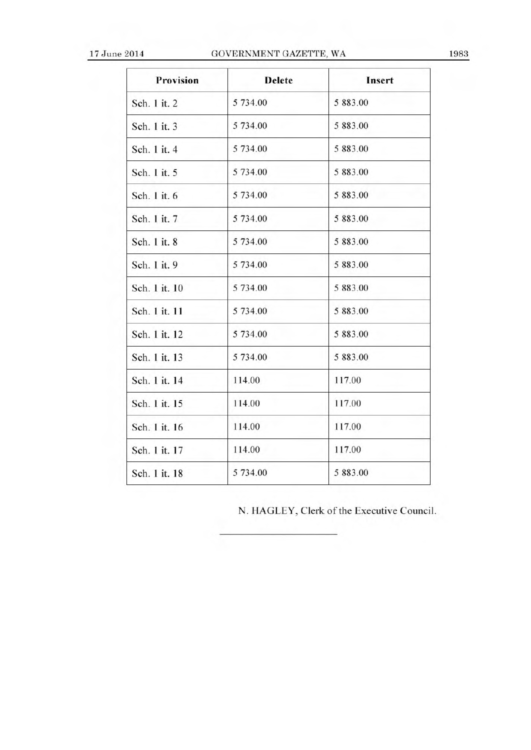| Provision | Delete | Insert |
|---|---|---|
| Sch. 1 it. 2 | 5 734.00 | 5 883.00 |
| Sch. 1 it. 3 | 5 734.00 | 5 883.00 |
| Sch. 1 it. 4 | 5 734.00 | 5 883.00 |
| Sch. 1 it. 5 | 5 734.00 | 5 883.00 |
| Sch. 1 it. 6 | 5 734.00 | 5 883.00 |
| Sch. 1 it. 7 | 5 734.00 | 5 883.00 |
| Sch. 1 it. 8 | 5 734.00 | 5 883.00 |
| Sch. 1 it. 9 | 5 734.00 | 5 883.00 |
| Sch. 1 it. 10 | 5 734.00 | 5 883.00 |
| Sch. 1 it. 11 | 5 734.00 | 5 883.00 |
| Sch. 1 it. 12 | 5 734.00 | 5 883.00 |
| Sch. 1 it. 13 | 5 734.00 | 5 883.00 |
| Sch. 1 it. 14 | 114.00 | 117.00 |
| Sch. 1 it. 15 | 114.00 | 117.00 |
| Sch. 1 it. 16 | 114.00 | 117.00 |
| Sch. 1 it. 17 | 114.00 | 117.00 |
| Sch. 1 it. 18 | 5 734.00 | 5 883.00 |

N. HAGLEY, Clerk of the Executive Council.

---